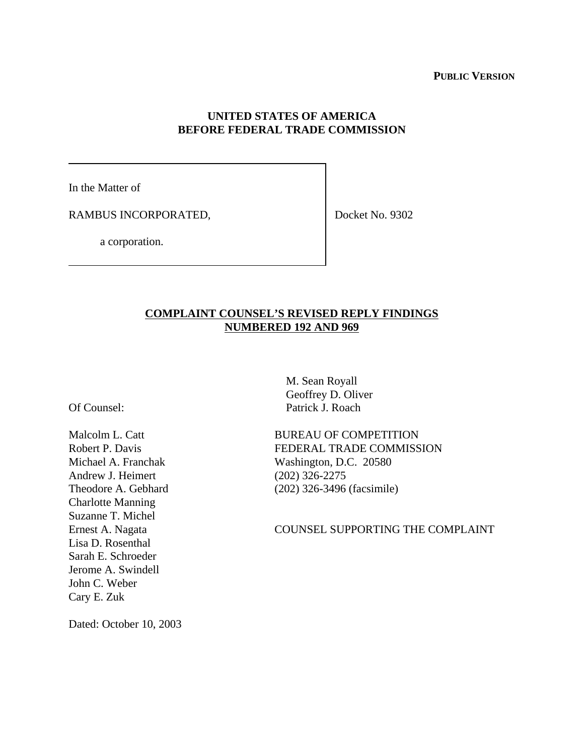**PUBLIC VERSION**

**UNITED STATES OF AMERICA**
**BEFORE FEDERAL TRADE COMMISSION**

| | |
|---|---|
| In the Matter of<br><br>RAMBUS INCORPORATED,<br><br>a corporation. | Docket No. 9302 |

**COMPLAINT COUNSEL'S REVISED REPLY FINDINGS NUMBERED 192 AND 969**

M. Sean Royall
Geoffrey D. Oliver
Patrick J. Roach

BUREAU OF COMPETITION
FEDERAL TRADE COMMISSION
Washington, D.C. 20580
(202) 326-2275
(202) 326-3496 (facsimile)

COUNSEL SUPPORTING THE COMPLAINT

Of Counsel:

Malcolm L. Catt
Robert P. Davis
Michael A. Franchak
Andrew J. Heimert
Theodore A. Gebhard
Charlotte Manning
Suzanne T. Michel
Ernest A. Nagata
Lisa D. Rosenthal
Sarah E. Schroeder
Jerome A. Swindell
John C. Weber
Cary E. Zuk

Dated: October 10, 2003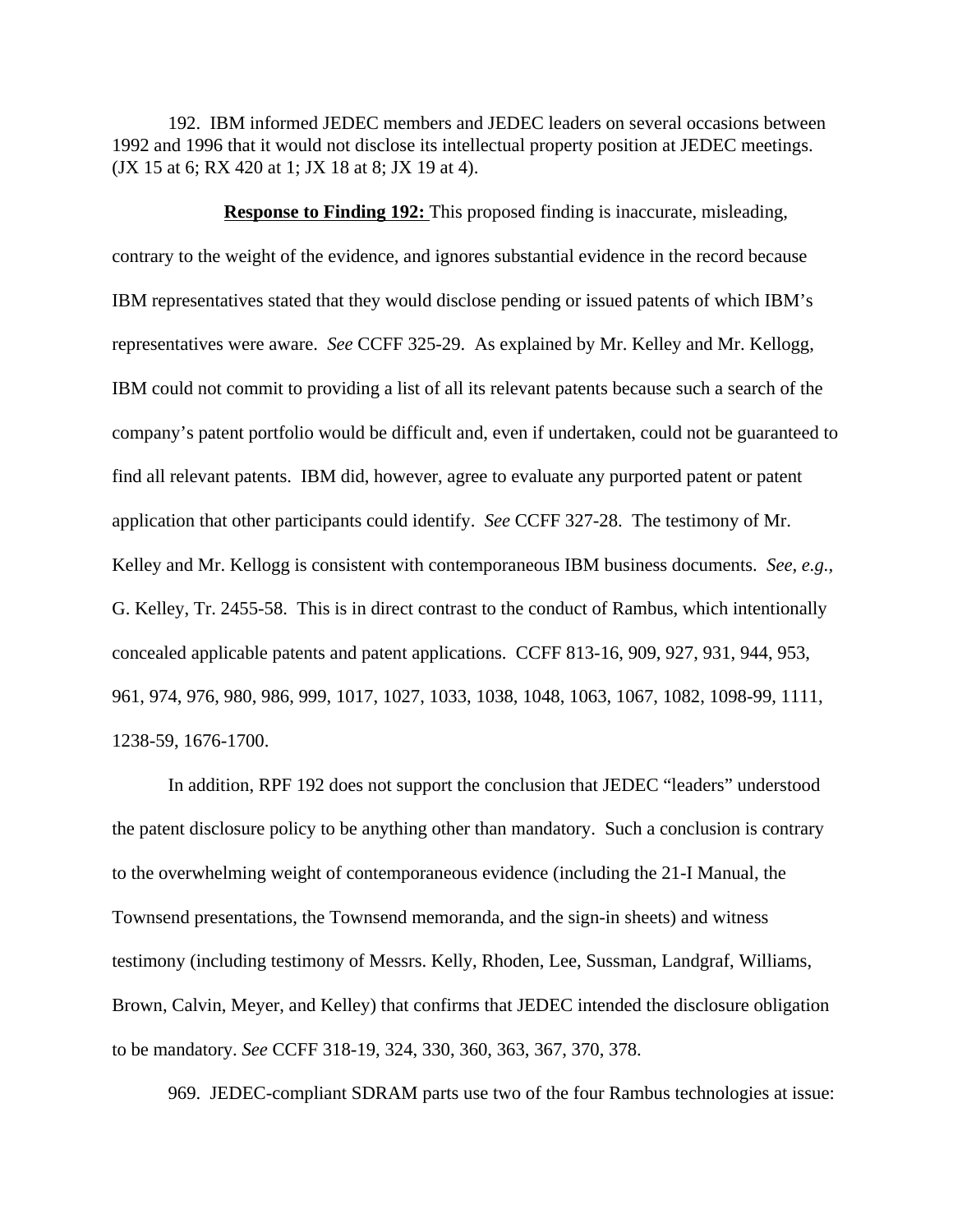192. IBM informed JEDEC members and JEDEC leaders on several occasions between 1992 and 1996 that it would not disclose its intellectual property position at JEDEC meetings. (JX 15 at 6; RX 420 at 1; JX 18 at 8; JX 19 at 4).

**Response to Finding 192:** This proposed finding is inaccurate, misleading, contrary to the weight of the evidence, and ignores substantial evidence in the record because IBM representatives stated that they would disclose pending or issued patents of which IBM's representatives were aware. *See* CCFF 325-29. As explained by Mr. Kelley and Mr. Kellogg, IBM could not commit to providing a list of all its relevant patents because such a search of the company's patent portfolio would be difficult and, even if undertaken, could not be guaranteed to find all relevant patents. IBM did, however, agree to evaluate any purported patent or patent application that other participants could identify. *See* CCFF 327-28. The testimony of Mr. Kelley and Mr. Kellogg is consistent with contemporaneous IBM business documents. *See, e.g.*, G. Kelley, Tr. 2455-58. This is in direct contrast to the conduct of Rambus, which intentionally concealed applicable patents and patent applications. CCFF 813-16, 909, 927, 931, 944, 953, 961, 974, 976, 980, 986, 999, 1017, 1027, 1033, 1038, 1048, 1063, 1067, 1082, 1098-99, 1111, 1238-59, 1676-1700.

In addition, RPF 192 does not support the conclusion that JEDEC "leaders" understood the patent disclosure policy to be anything other than mandatory. Such a conclusion is contrary to the overwhelming weight of contemporaneous evidence (including the 21-I Manual, the Townsend presentations, the Townsend memoranda, and the sign-in sheets) and witness testimony (including testimony of Messrs. Kelly, Rhoden, Lee, Sussman, Landgraf, Williams, Brown, Calvin, Meyer, and Kelley) that confirms that JEDEC intended the disclosure obligation to be mandatory. *See* CCFF 318-19, 324, 330, 360, 363, 367, 370, 378.

969. JEDEC-compliant SDRAM parts use two of the four Rambus technologies at issue: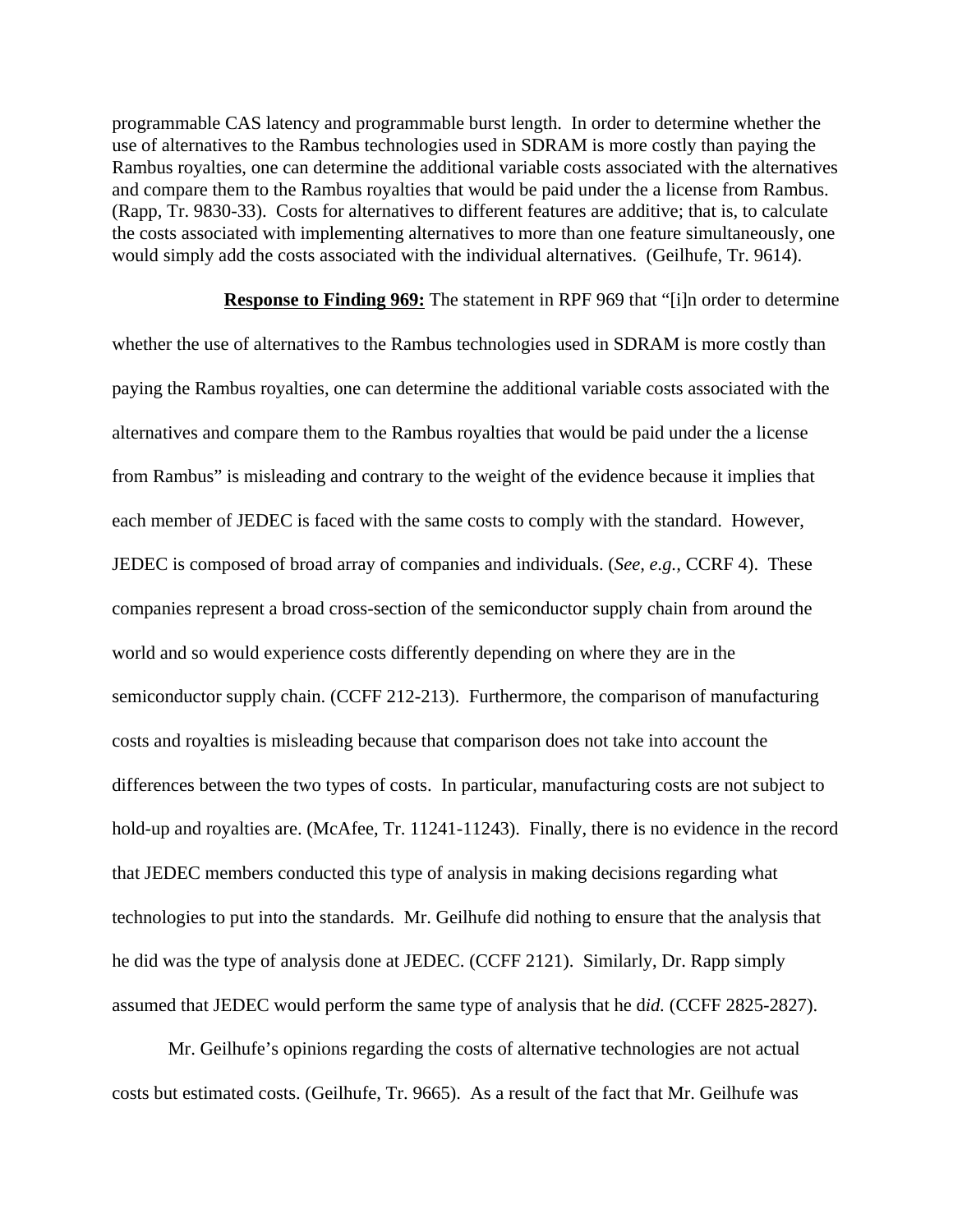programmable CAS latency and programmable burst length. In order to determine whether the use of alternatives to the Rambus technologies used in SDRAM is more costly than paying the Rambus royalties, one can determine the additional variable costs associated with the alternatives and compare them to the Rambus royalties that would be paid under the a license from Rambus. (Rapp, Tr. 9830-33). Costs for alternatives to different features are additive; that is, to calculate the costs associated with implementing alternatives to more than one feature simultaneously, one would simply add the costs associated with the individual alternatives. (Geilhufe, Tr. 9614).

**<u>Response to Finding 969:</u>** The statement in RPF 969 that "[i]n order to determine whether the use of alternatives to the Rambus technologies used in SDRAM is more costly than paying the Rambus royalties, one can determine the additional variable costs associated with the alternatives and compare them to the Rambus royalties that would be paid under the a license from Rambus" is misleading and contrary to the weight of the evidence because it implies that each member of JEDEC is faced with the same costs to comply with the standard. However, JEDEC is composed of broad array of companies and individuals. (*See, e.g.*, CCRF 4). These companies represent a broad cross-section of the semiconductor supply chain from around the world and so would experience costs differently depending on where they are in the semiconductor supply chain. (CCFF 212-213). Furthermore, the comparison of manufacturing costs and royalties is misleading because that comparison does not take into account the differences between the two types of costs. In particular, manufacturing costs are not subject to hold-up and royalties are. (McAfee, Tr. 11241-11243). Finally, there is no evidence in the record that JEDEC members conducted this type of analysis in making decisions regarding what technologies to put into the standards. Mr. Geilhufe did nothing to ensure that the analysis that he did was the type of analysis done at JEDEC. (CCFF 2121). Similarly, Dr. Rapp simply assumed that JEDEC would perform the same type of analysis that he d*id.* (CCFF 2825-2827).

Mr. Geilhufe's opinions regarding the costs of alternative technologies are not actual costs but estimated costs. (Geilhufe, Tr. 9665). As a result of the fact that Mr. Geilhufe was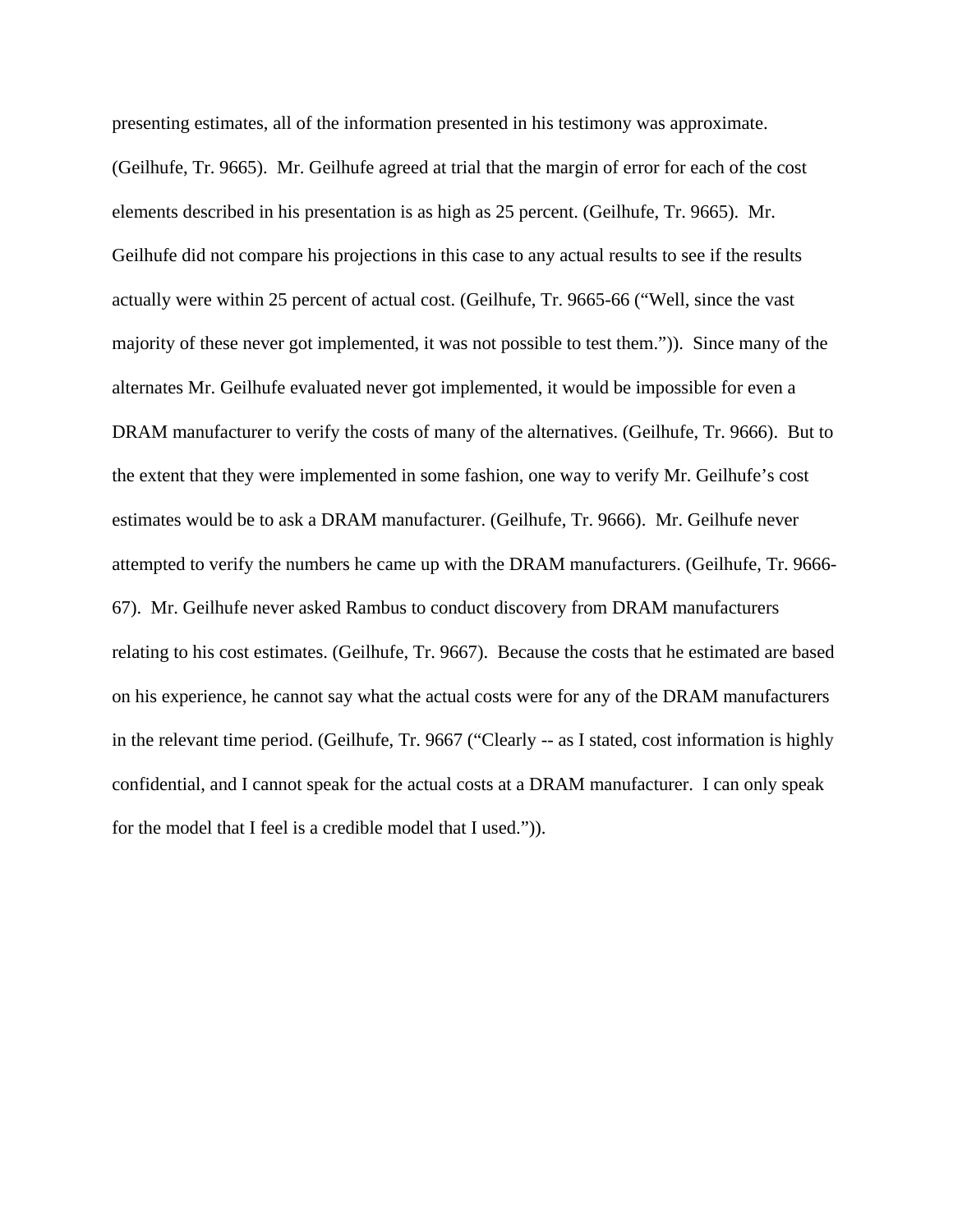presenting estimates, all of the information presented in his testimony was approximate. (Geilhufe, Tr. 9665). Mr. Geilhufe agreed at trial that the margin of error for each of the cost elements described in his presentation is as high as 25 percent. (Geilhufe, Tr. 9665). Mr. Geilhufe did not compare his projections in this case to any actual results to see if the results actually were within 25 percent of actual cost. (Geilhufe, Tr. 9665-66 ("Well, since the vast majority of these never got implemented, it was not possible to test them.")). Since many of the alternates Mr. Geilhufe evaluated never got implemented, it would be impossible for even a DRAM manufacturer to verify the costs of many of the alternatives. (Geilhufe, Tr. 9666). But to the extent that they were implemented in some fashion, one way to verify Mr. Geilhufe's cost estimates would be to ask a DRAM manufacturer. (Geilhufe, Tr. 9666). Mr. Geilhufe never attempted to verify the numbers he came up with the DRAM manufacturers. (Geilhufe, Tr. 9666-67). Mr. Geilhufe never asked Rambus to conduct discovery from DRAM manufacturers relating to his cost estimates. (Geilhufe, Tr. 9667). Because the costs that he estimated are based on his experience, he cannot say what the actual costs were for any of the DRAM manufacturers in the relevant time period. (Geilhufe, Tr. 9667 ("Clearly -- as I stated, cost information is highly confidential, and I cannot speak for the actual costs at a DRAM manufacturer. I can only speak for the model that I feel is a credible model that I used.")).